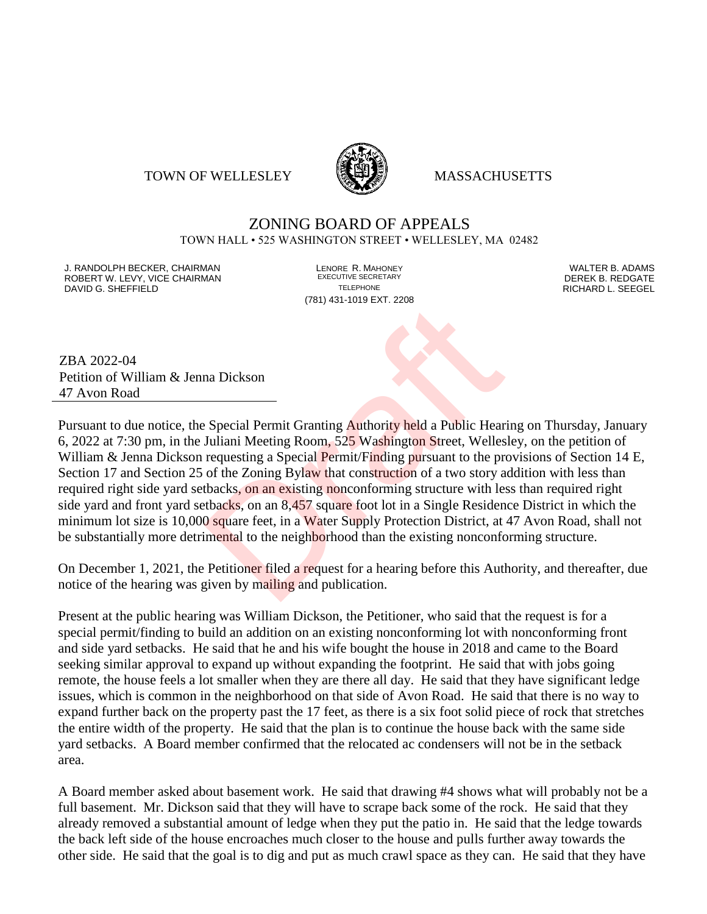TOWN OF WELLESLEY MASSACHUSETTS

# ZONING BOARD OF APPEALS

TOWN HALL • 525 WASHINGTON STREET • WELLESLEY, MA 02482

J. RANDOLPH BECKER, CHAIRMAN
ROBERT W. LEVY, VICE CHAIRMAN
DAVID G. SHEFFIELD

LENORE R. MAHONEY
EXECUTIVE SECRETARY
TELEPHONE
(781) 431-1019 EXT. 2208

WALTER B. ADAMS
DEREK B. REDGATE
RICHARD L. SEEGEL

Draft

ZBA 2022-04
Petition of William & Jenna Dickson
47 Avon Road

Pursuant to due notice, the Special Permit Granting Authority held a Public Hearing on Thursday, January 6, 2022 at 7:30 pm, in the Juliani Meeting Room, 525 Washington Street, Wellesley, on the petition of William & Jenna Dickson requesting a Special Permit/Finding pursuant to the provisions of Section 14 E, Section 17 and Section 25 of the Zoning Bylaw that construction of a two story addition with less than required right side yard setbacks, on an existing nonconforming structure with less than required right side yard and front yard setbacks, on an 8,457 square foot lot in a Single Residence District in which the minimum lot size is 10,000 square feet, in a Water Supply Protection District, at 47 Avon Road, shall not be substantially more detrimental to the neighborhood than the existing nonconforming structure.

On December 1, 2021, the Petitioner filed a request for a hearing before this Authority, and thereafter, due notice of the hearing was given by mailing and publication.

Present at the public hearing was William Dickson, the Petitioner, who said that the request is for a special permit/finding to build an addition on an existing nonconforming lot with nonconforming front and side yard setbacks. He said that he and his wife bought the house in 2018 and came to the Board seeking similar approval to expand up without expanding the footprint. He said that with jobs going remote, the house feels a lot smaller when they are there all day. He said that they have significant ledge issues, which is common in the neighborhood on that side of Avon Road. He said that there is no way to expand further back on the property past the 17 feet, as there is a six foot solid piece of rock that stretches the entire width of the property. He said that the plan is to continue the house back with the same side yard setbacks. A Board member confirmed that the relocated ac condensers will not be in the setback area.

A Board member asked about basement work. He said that drawing #4 shows what will probably not be a full basement. Mr. Dickson said that they will have to scrape back some of the rock. He said that they already removed a substantial amount of ledge when they put the patio in. He said that the ledge towards the back left side of the house encroaches much closer to the house and pulls further away towards the other side. He said that the goal is to dig and put as much crawl space as they can. He said that they have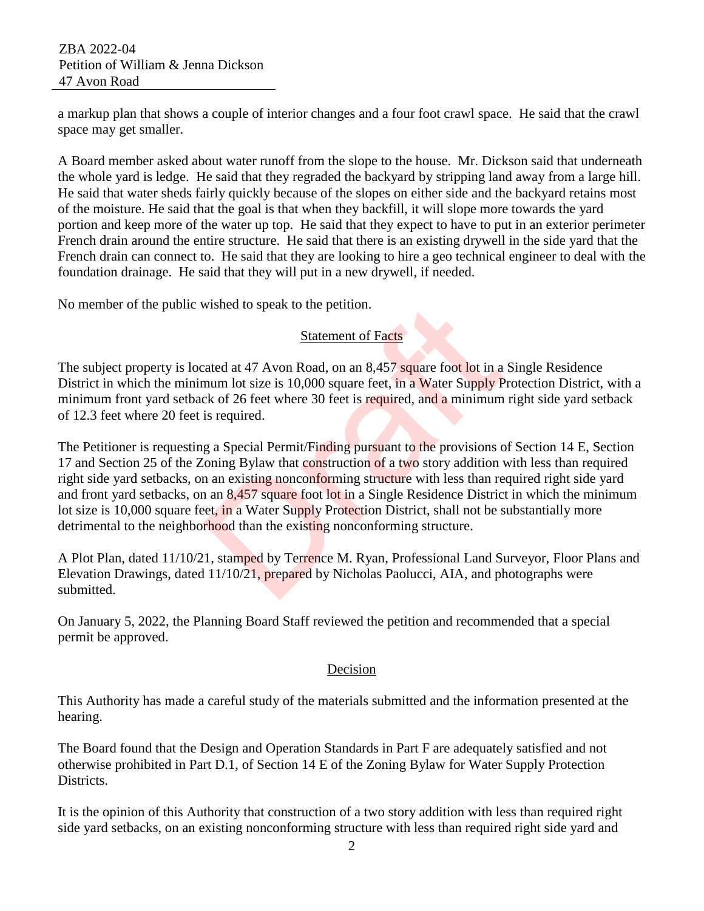a markup plan that shows a couple of interior changes and a four foot crawl space. He said that the crawl space may get smaller.

A Board member asked about water runoff from the slope to the house. Mr. Dickson said that underneath the whole yard is ledge. He said that they regraded the backyard by stripping land away from a large hill. He said that water sheds fairly quickly because of the slopes on either side and the backyard retains most of the moisture. He said that the goal is that when they backfill, it will slope more towards the yard portion and keep more of the water up top. He said that they expect to have to put in an exterior perimeter French drain around the entire structure. He said that there is an existing drywell in the side yard that the French drain can connect to. He said that they are looking to hire a geo technical engineer to deal with the foundation drainage. He said that they will put in a new drywell, if needed.

No member of the public wished to speak to the petition.

## Statement of Facts

The subject property is located at 47 Avon Road, on an 8,457 square foot lot in a Single Residence District in which the minimum lot size is 10,000 square feet, in a Water Supply Protection District, with a minimum front yard setback of 26 feet where 30 feet is required, and a minimum right side yard setback of 12.3 feet where 20 feet is required.

The Petitioner is requesting a Special Permit/Finding pursuant to the provisions of Section 14 E, Section 17 and Section 25 of the Zoning Bylaw that construction of a two story addition with less than required right side yard setbacks, on an existing nonconforming structure with less than required right side yard and front yard setbacks, on an 8,457 square foot lot in a Single Residence District in which the minimum lot size is 10,000 square feet, in a Water Supply Protection District, shall not be substantially more detrimental to the neighborhood than the existing nonconforming structure.

A Plot Plan, dated 11/10/21, stamped by Terrence M. Ryan, Professional Land Surveyor, Floor Plans and Elevation Drawings, dated 11/10/21, prepared by Nicholas Paolucci, AIA, and photographs were submitted.

On January 5, 2022, the Planning Board Staff reviewed the petition and recommended that a special permit be approved.

## Decision

This Authority has made a careful study of the materials submitted and the information presented at the hearing.

The Board found that the Design and Operation Standards in Part F are adequately satisfied and not otherwise prohibited in Part D.1, of Section 14 E of the Zoning Bylaw for Water Supply Protection Districts.

It is the opinion of this Authority that construction of a two story addition with less than required right side yard setbacks, on an existing nonconforming structure with less than required right side yard and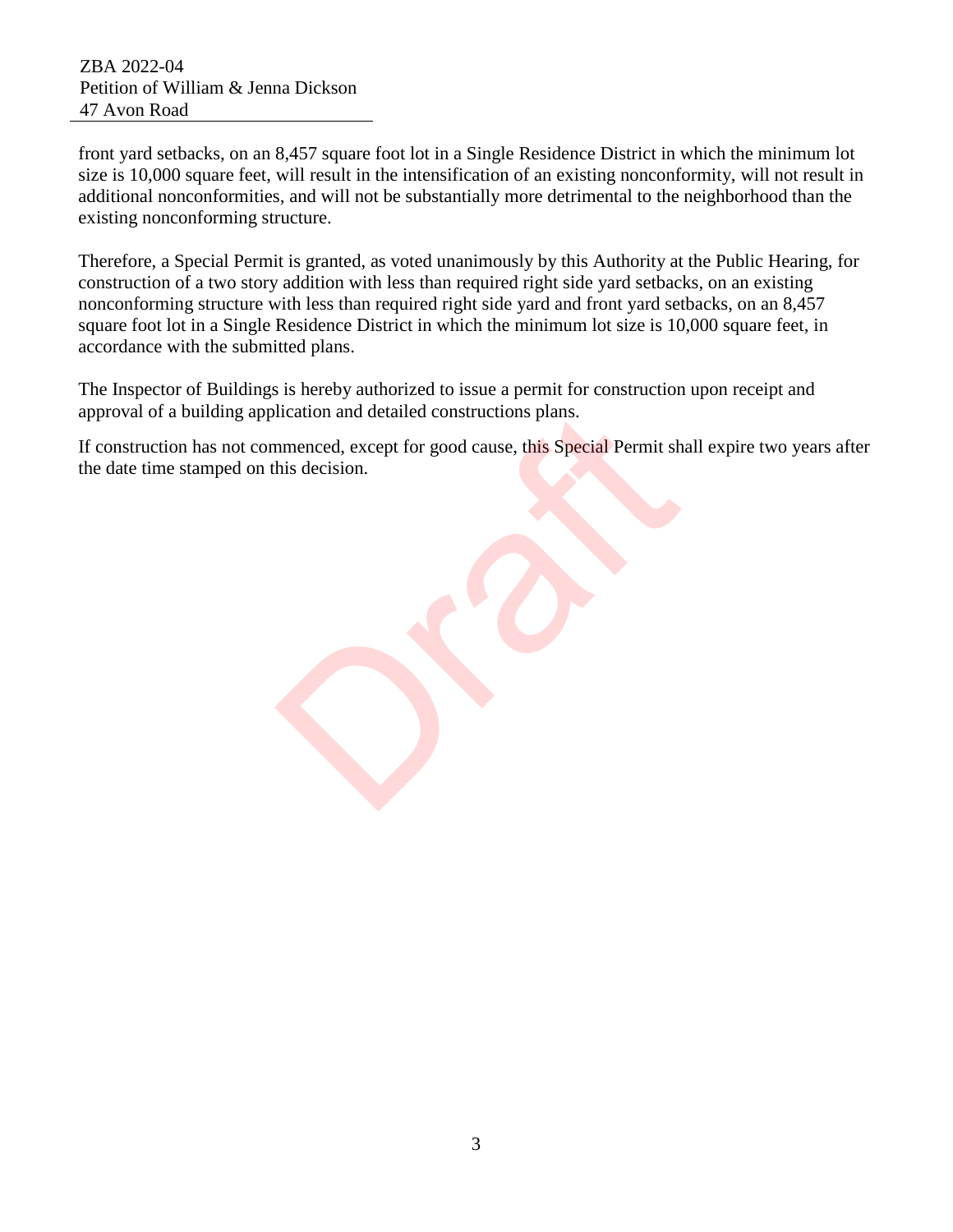front yard setbacks, on an 8,457 square foot lot in a Single Residence District in which the minimum lot size is 10,000 square feet, will result in the intensification of an existing nonconformity, will not result in additional nonconformities, and will not be substantially more detrimental to the neighborhood than the existing nonconforming structure.

Therefore, a Special Permit is granted, as voted unanimously by this Authority at the Public Hearing, for construction of a two story addition with less than required right side yard setbacks, on an existing nonconforming structure with less than required right side yard and front yard setbacks, on an 8,457 square foot lot in a Single Residence District in which the minimum lot size is 10,000 square feet, in accordance with the submitted plans.

The Inspector of Buildings is hereby authorized to issue a permit for construction upon receipt and approval of a building application and detailed constructions plans.

If construction has not commenced, except for good cause, this Special Permit shall expire two years after the date time stamped on this decision.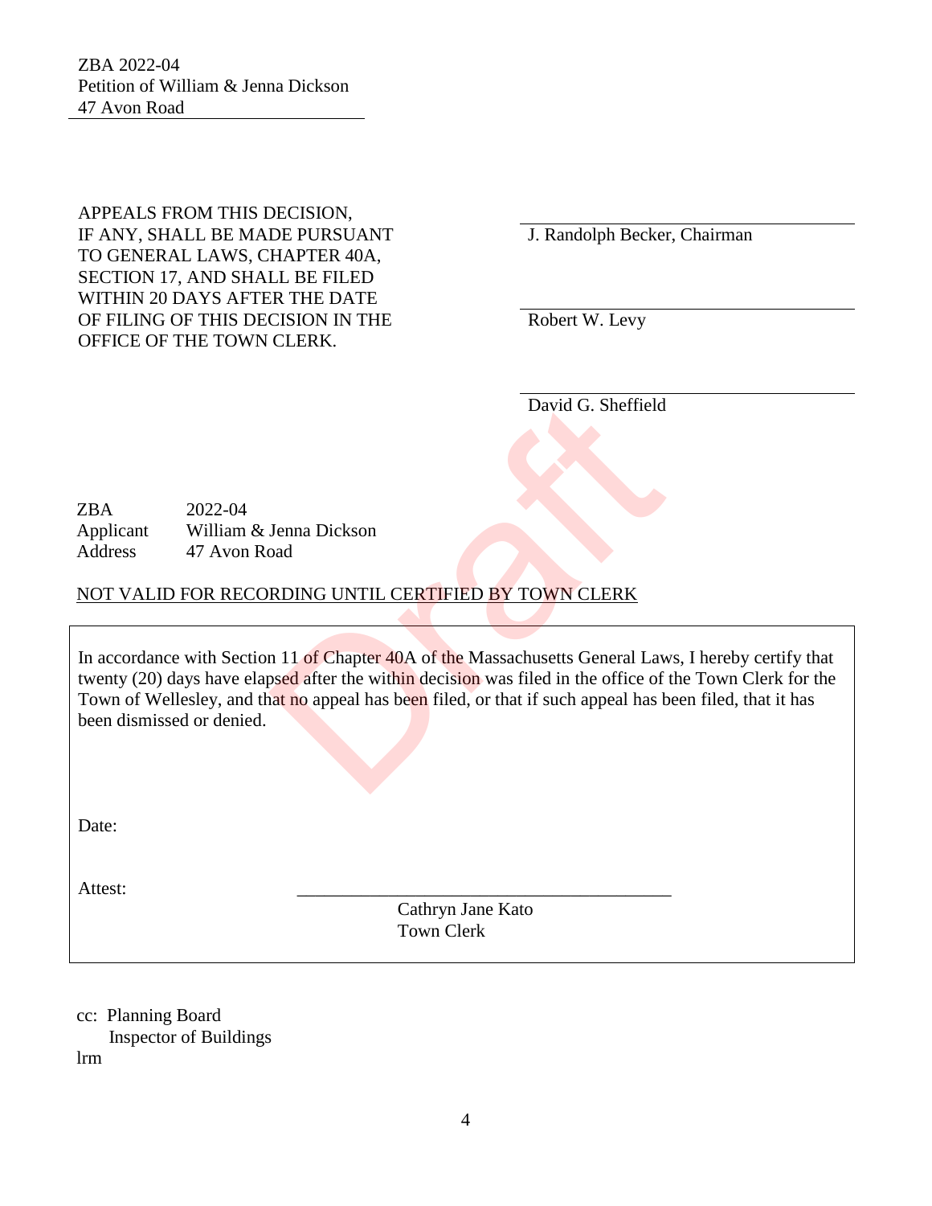ZBA 2022-04
Petition of William & Jenna Dickson
47 Avon Road

APPEALS FROM THIS DECISION, IF ANY, SHALL BE MADE PURSUANT TO GENERAL LAWS, CHAPTER 40A, SECTION 17, AND SHALL BE FILED WITHIN 20 DAYS AFTER THE DATE OF FILING OF THIS DECISION IN THE OFFICE OF THE TOWN CLERK.

\_\_\_\_\_\_\_\_\_\_\_\_\_\_\_\_\_\_\_\_\_\_\_\_\_\_\_\_\_\_\_\_\_\_\_\_\_\_\_\_
J. Randolph Becker, Chairman

\_\_\_\_\_\_\_\_\_\_\_\_\_\_\_\_\_\_\_\_\_\_\_\_\_\_\_\_\_\_\_\_\_\_\_\_\_\_\_\_
Robert W. Levy

\_\_\_\_\_\_\_\_\_\_\_\_\_\_\_\_\_\_\_\_\_\_\_\_\_\_\_\_\_\_\_\_\_\_\_\_\_\_\_\_
David G. Sheffield

Draft

| | |
|---|---|
| ZBA | 2022-04 |
| Applicant | William & Jenna Dickson |
| Address | 47 Avon Road |

NOT VALID FOR RECORDING UNTIL CERTIFIED BY TOWN CLERK

In accordance with Section 11 of Chapter 40A of the Massachusetts General Laws, I hereby certify that twenty (20) days have elapsed after the within decision was filed in the office of the Town Clerk for the Town of Wellesley, and that no appeal has been filed, or that if such appeal has been filed, that it has been dismissed or denied.

Date:

Attest: \_\_\_\_\_\_\_\_\_\_\_\_\_\_\_\_\_\_\_\_\_\_\_\_\_\_\_\_\_\_\_\_\_\_\_\_\_\_\_\_
Cathryn Jane Kato
Town Clerk

cc: Planning Board
Inspector of Buildings
lrm